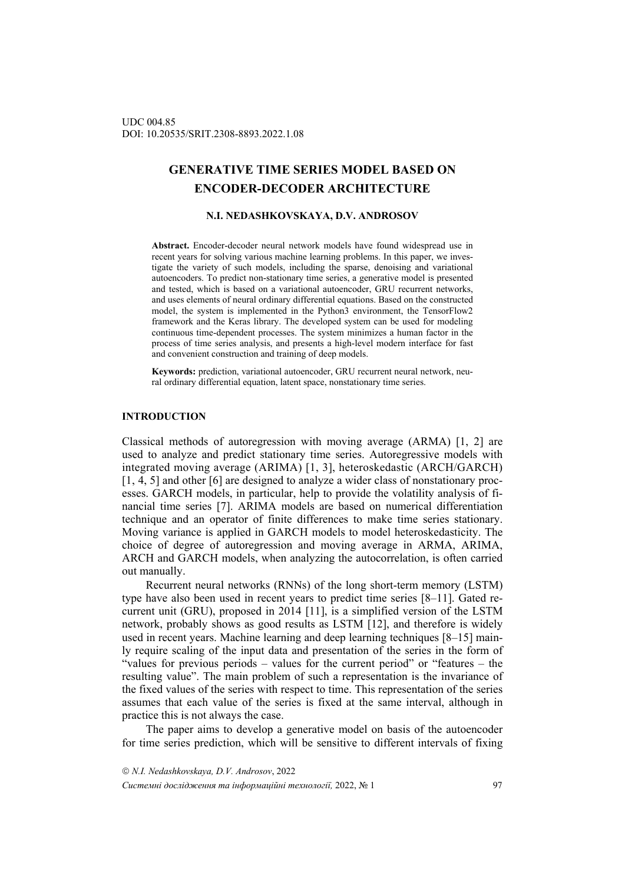UDC 004.85
DOI: 10.20535/SRIT.2308-8893.2022.1.08

# GENERATIVE TIME SERIES MODEL BASED ON ENCODER-DECODER ARCHITECTURE

**N.I. NEDASHKOVSKAYA, D.V. ANDROSOV**

**Abstract.** Encoder-decoder neural network models have found widespread use in recent years for solving various machine learning problems. In this paper, we investigate the variety of such models, including the sparse, denoising and variational autoencoders. To predict non-stationary time series, a generative model is presented and tested, which is based on a variational autoencoder, GRU recurrent networks, and uses elements of neural ordinary differential equations. Based on the constructed model, the system is implemented in the Python3 environment, the TensorFlow2 framework and the Keras library. The developed system can be used for modeling continuous time-dependent processes. The system minimizes a human factor in the process of time series analysis, and presents a high-level modern interface for fast and convenient construction and training of deep models.

**Keywords:** prediction, variational autoencoder, GRU recurrent neural network, neural ordinary differential equation, latent space, nonstationary time series.

## INTRODUCTION

Classical methods of autoregression with moving average (ARMA) [1, 2] are used to analyze and predict stationary time series. Autoregressive models with integrated moving average (ARIMA) [1, 3], heteroskedastic (ARCH/GARCH) [1, 4, 5] and other [6] are designed to analyze a wider class of nonstationary processes. GARCH models, in particular, help to provide the volatility analysis of financial time series [7]. ARIMA models are based on numerical differentiation technique and an operator of finite differences to make time series stationary. Moving variance is applied in GARCH models to model heteroskedasticity. The choice of degree of autoregression and moving average in ARMA, ARIMA, ARCH and GARCH models, when analyzing the autocorrelation, is often carried out manually.

Recurrent neural networks (RNNs) of the long short-term memory (LSTM) type have also been used in recent years to predict time series [8–11]. Gated recurrent unit (GRU), proposed in 2014 [11], is a simplified version of the LSTM network, probably shows as good results as LSTM [12], and therefore is widely used in recent years. Machine learning and deep learning techniques [8–15] mainly require scaling of the input data and presentation of the series in the form of "values for previous periods – values for the current period" or "features – the resulting value". The main problem of such a representation is the invariance of the fixed values of the series with respect to time. This representation of the series assumes that each value of the series is fixed at the same interval, although in practice this is not always the case.

The paper aims to develop a generative model on basis of the autoencoder for time series prediction, which will be sensitive to different intervals of fixing

© *N.I. Nedashkovskaya, D.V. Androsov*, 2022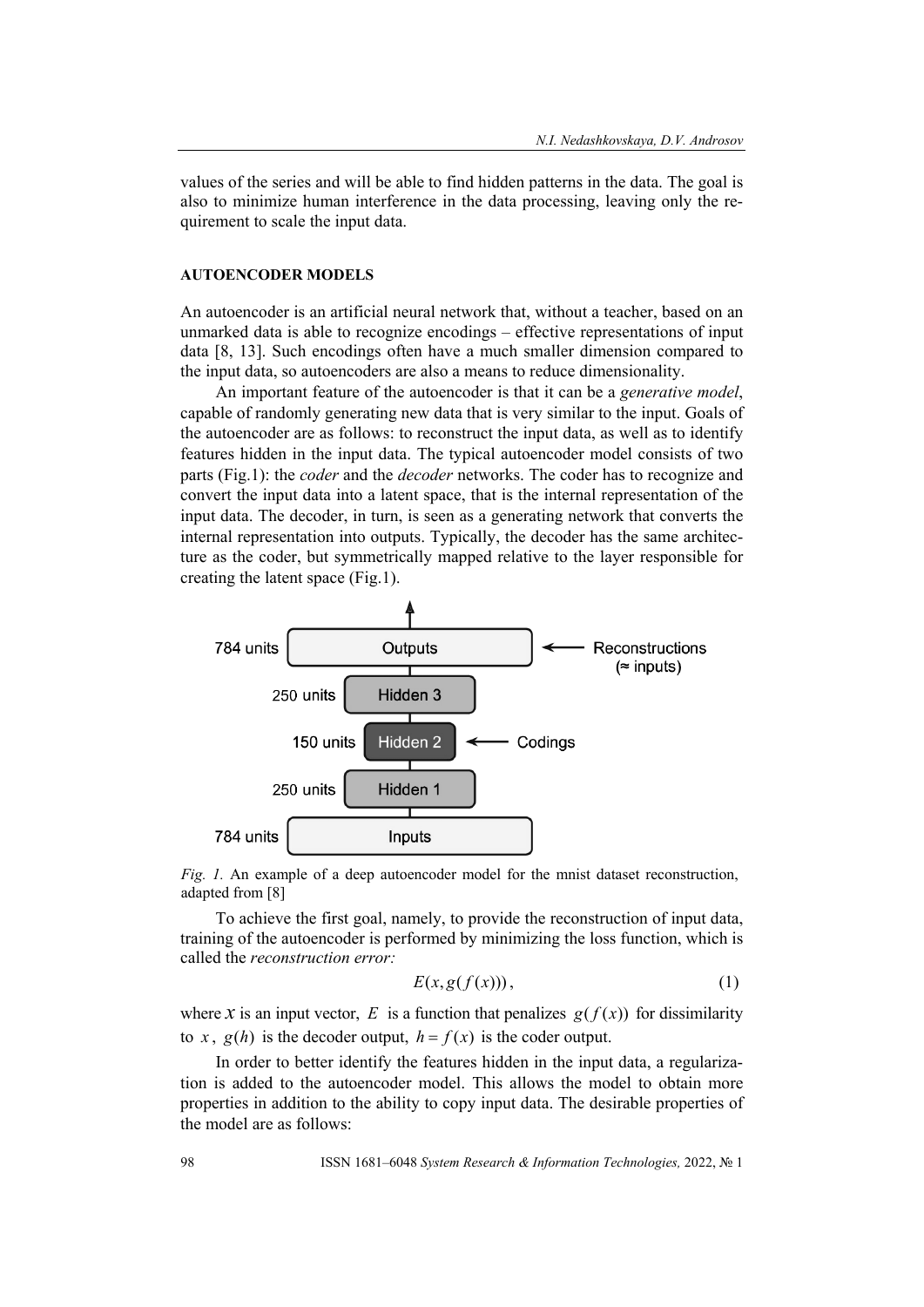values of the series and will be able to find hidden patterns in the data. The goal is also to minimize human interference in the data processing, leaving only the requirement to scale the input data.

## AUTOENCODER MODELS

An autoencoder is an artificial neural network that, without a teacher, based on an unmarked data is able to recognize encodings – effective representations of input data [8, 13]. Such encodings often have a much smaller dimension compared to the input data, so autoencoders are also a means to reduce dimensionality.

An important feature of the autoencoder is that it can be a *generative model*, capable of randomly generating new data that is very similar to the input. Goals of the autoencoder are as follows: to reconstruct the input data, as well as to identify features hidden in the input data. The typical autoencoder model consists of two parts (Fig.1): the *coder* and the *decoder* networks. The coder has to recognize and convert the input data into a latent space, that is the internal representation of the input data. The decoder, in turn, is seen as a generating network that converts the internal representation into outputs. Typically, the decoder has the same architecture as the coder, but symmetrically mapped relative to the layer responsible for creating the latent space (Fig.1).

784 units — Outputs ← Reconstructions (≈ inputs)
250 units — Hidden 3
150 units — Hidden 2 ← Codings
250 units — Hidden 1
784 units — Inputs

*Fig. 1.* An example of a deep autoencoder model for the mnist dataset reconstruction, adapted from [8]

To achieve the first goal, namely, to provide the reconstruction of input data, training of the autoencoder is performed by minimizing the loss function, which is called the *reconstruction error:*

$$E(x, g(f(x))), \quad (1)$$

where $x$ is an input vector, $E$ is a function that penalizes $g(f(x))$ for dissimilarity to $x$, $g(h)$ is the decoder output, $h = f(x)$ is the coder output.

In order to better identify the features hidden in the input data, a regularization is added to the autoencoder model. This allows the model to obtain more properties in addition to the ability to copy input data. The desirable properties of the model are as follows: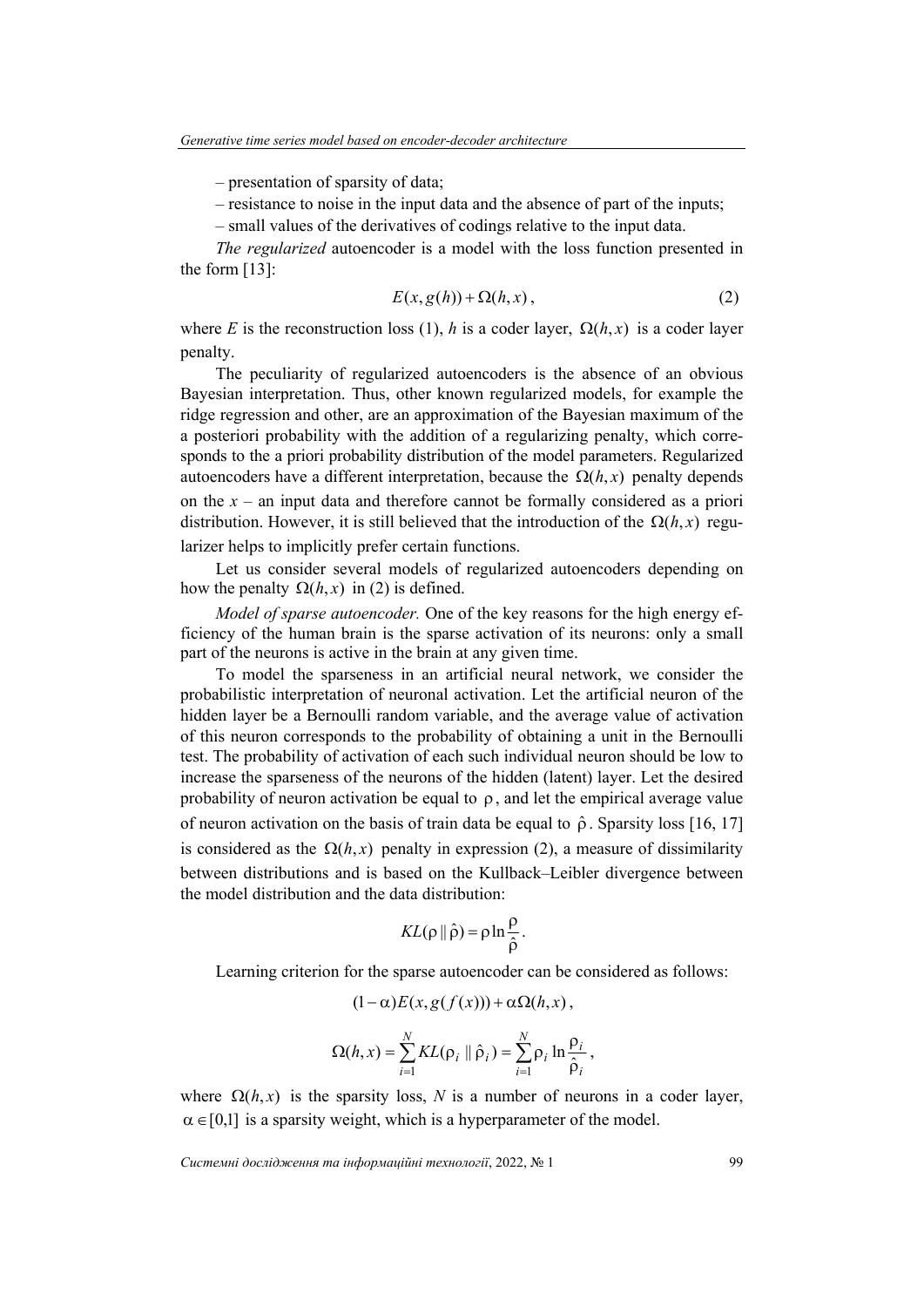– presentation of sparsity of data;

– resistance to noise in the input data and the absence of part of the inputs;

– small values of the derivatives of codings relative to the input data.

*The regularized* autoencoder is a model with the loss function presented in the form [13]:

$$E(x, g(h)) + \Omega(h, x), \tag{2}$$

where $E$ is the reconstruction loss (1), $h$ is a coder layer, $\Omega(h, x)$ is a coder layer penalty.

The peculiarity of regularized autoencoders is the absence of an obvious Bayesian interpretation. Thus, other known regularized models, for example the ridge regression and other, are an approximation of the Bayesian maximum of the a posteriori probability with the addition of a regularizing penalty, which corresponds to the a priori probability distribution of the model parameters. Regularized autoencoders have a different interpretation, because the $\Omega(h, x)$ penalty depends on the $x$ – an input data and therefore cannot be formally considered as a priori distribution. However, it is still believed that the introduction of the $\Omega(h, x)$ regularizer helps to implicitly prefer certain functions.

Let us consider several models of regularized autoencoders depending on how the penalty $\Omega(h, x)$ in (2) is defined.

*Model of sparse autoencoder.* One of the key reasons for the high energy efficiency of the human brain is the sparse activation of its neurons: only a small part of the neurons is active in the brain at any given time.

To model the sparseness in an artificial neural network, we consider the probabilistic interpretation of neuronal activation. Let the artificial neuron of the hidden layer be a Bernoulli random variable, and the average value of activation of this neuron corresponds to the probability of obtaining a unit in the Bernoulli test. The probability of activation of each such individual neuron should be low to increase the sparseness of the neurons of the hidden (latent) layer. Let the desired probability of neuron activation be equal to $\rho$, and let the empirical average value of neuron activation on the basis of train data be equal to $\hat{\rho}$. Sparsity loss [16, 17] is considered as the $\Omega(h, x)$ penalty in expression (2), a measure of dissimilarity between distributions and is based on the Kullback–Leibler divergence between the model distribution and the data distribution:

$$KL(\rho \parallel \hat{\rho}) = \rho \ln \frac{\rho}{\hat{\rho}}.$$

Learning criterion for the sparse autoencoder can be considered as follows:

$$(1 - \alpha) E(x, g(f(x))) + \alpha \Omega(h, x),$$

$$\Omega(h, x) = \sum_{i=1}^{N} KL(\rho_i \parallel \hat{\rho}_i) = \sum_{i=1}^{N} \rho_i \ln \frac{\rho_i}{\hat{\rho}_i},$$

where $\Omega(h, x)$ is the sparsity loss, $N$ is a number of neurons in a coder layer, $\alpha \in [0,1]$ is a sparsity weight, which is a hyperparameter of the model.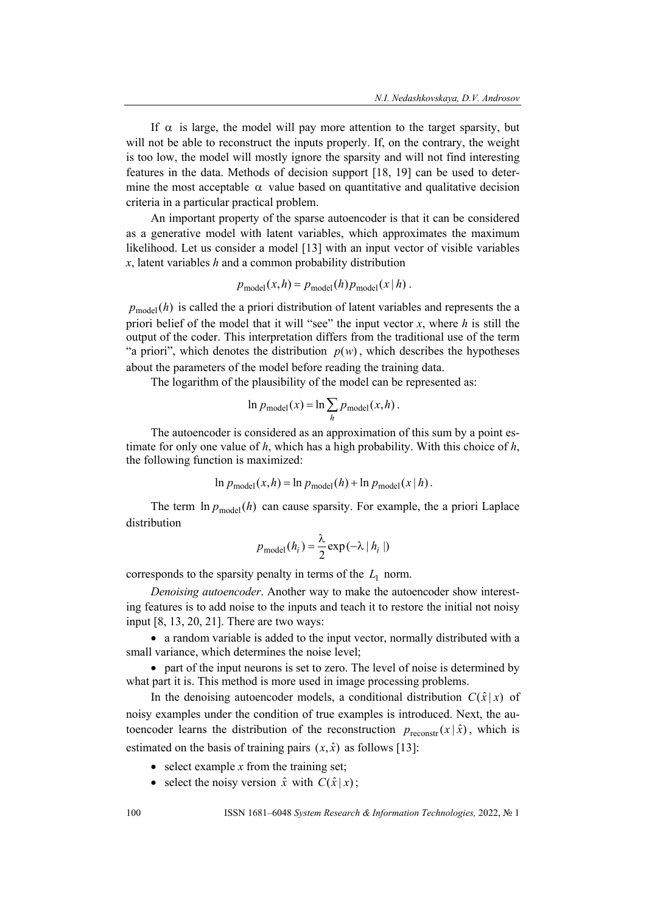If $\alpha$ is large, the model will pay more attention to the target sparsity, but will not be able to reconstruct the inputs properly. If, on the contrary, the weight is too low, the model will mostly ignore the sparsity and will not find interesting features in the data. Methods of decision support [18, 19] can be used to determine the most acceptable $\alpha$ value based on quantitative and qualitative decision criteria in a particular practical problem.

An important property of the sparse autoencoder is that it can be considered as a generative model with latent variables, which approximates the maximum likelihood. Let us consider a model [13] with an input vector of visible variables *x*, latent variables *h* and a common probability distribution

$$p_{\text{model}}(x,h) = p_{\text{model}}(h) p_{\text{model}}(x \mid h) .$$

$p_{\text{model}}(h)$ is called the a priori distribution of latent variables and represents the a priori belief of the model that it will "see" the input vector *x*, where *h* is still the output of the coder. This interpretation differs from the traditional use of the term "a priori", which denotes the distribution $p(w)$, which describes the hypotheses about the parameters of the model before reading the training data.

The logarithm of the plausibility of the model can be represented as:

$$\ln p_{\text{model}}(x) = \ln \sum_{h} p_{\text{model}}(x,h) .$$

The autoencoder is considered as an approximation of this sum by a point estimate for only one value of *h*, which has a high probability. With this choice of *h*, the following function is maximized:

$$\ln p_{\text{model}}(x,h) = \ln p_{\text{model}}(h) + \ln p_{\text{model}}(x \mid h) .$$

The term $\ln p_{\text{model}}(h)$ can cause sparsity. For example, the a priori Laplace distribution

$$p_{\text{model}}(h_i) = \frac{\lambda}{2} \exp(-\lambda \mid h_i \mid)$$

corresponds to the sparsity penalty in terms of the $L_1$ norm.

*Denoising autoencoder*. Another way to make the autoencoder show interesting features is to add noise to the inputs and teach it to restore the initial not noisy input [8, 13, 20, 21]. There are two ways:

- a random variable is added to the input vector, normally distributed with a small variance, which determines the noise level;
- part of the input neurons is set to zero. The level of noise is determined by what part it is. This method is more used in image processing problems.

In the denoising autoencoder models, a conditional distribution $C(\hat{x} \mid x)$ of noisy examples under the condition of true examples is introduced. Next, the autoencoder learns the distribution of the reconstruction $p_{\text{reconstr}}(x \mid \hat{x})$, which is estimated on the basis of training pairs $(x, \hat{x})$ as follows [13]:

- select example *x* from the training set;
- select the noisy version $\hat{x}$ with $C(\hat{x} \mid x)$;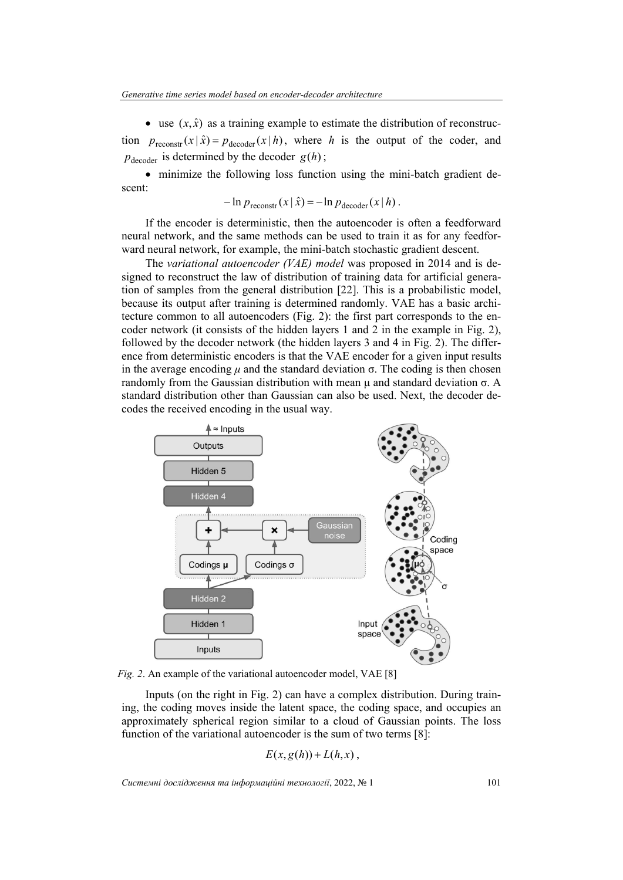- use $(x, \hat{x})$ as a training example to estimate the distribution of reconstruction $p_{\text{reconstr}}(x \mid \hat{x}) = p_{\text{decoder}}(x \mid h)$, where $h$ is the output of the coder, and $p_{\text{decoder}}$ is determined by the decoder $g(h)$;
- minimize the following loss function using the mini-batch gradient descent:

$$-\ln p_{\text{reconstr}}(x \mid \hat{x}) = -\ln p_{\text{decoder}}(x \mid h).$$

If the encoder is deterministic, then the autoencoder is often a feedforward neural network, and the same methods can be used to train it as for any feedforward neural network, for example, the mini-batch stochastic gradient descent.

The *variational autoencoder (VAE) model* was proposed in 2014 and is designed to reconstruct the law of distribution of training data for artificial generation of samples from the general distribution [22]. This is a probabilistic model, because its output after training is determined randomly. VAE has a basic architecture common to all autoencoders (Fig. 2): the first part corresponds to the encoder network (it consists of the hidden layers 1 and 2 in the example in Fig. 2), followed by the decoder network (the hidden layers 3 and 4 in Fig. 2). The difference from deterministic encoders is that the VAE encoder for a given input results in the average encoding $\mu$ and the standard deviation σ. The coding is then chosen randomly from the Gaussian distribution with mean μ and standard deviation σ. A standard distribution other than Gaussian can also be used. Next, the decoder decodes the received encoding in the usual way.

*Fig. 2*. An example of the variational autoencoder model, VAE [8]

Inputs (on the right in Fig. 2) can have a complex distribution. During training, the coding moves inside the latent space, the coding space, and occupies an approximately spherical region similar to a cloud of Gaussian points. The loss function of the variational autoencoder is the sum of two terms [8]:

$$E(x, g(h)) + L(h, x),$$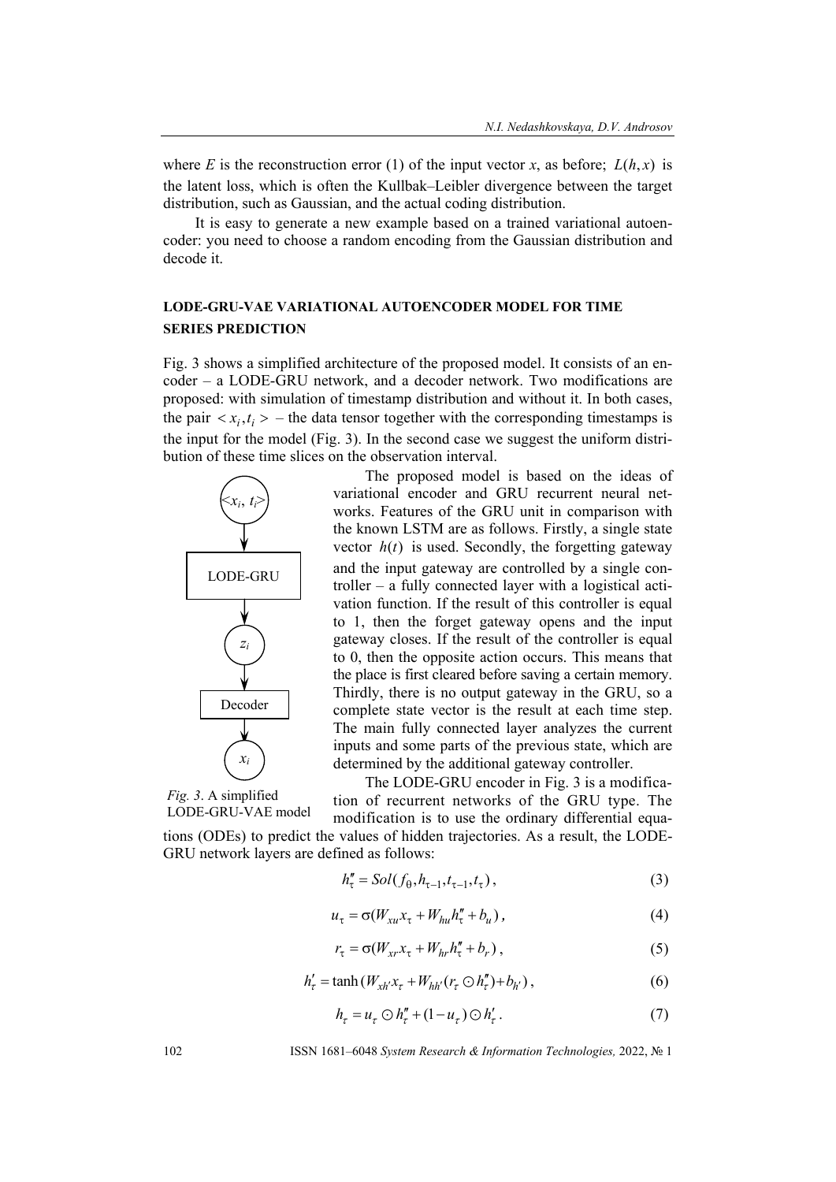where $E$ is the reconstruction error (1) of the input vector $x$, as before; $L(h, x)$ is the latent loss, which is often the Kullbak–Leibler divergence between the target distribution, such as Gaussian, and the actual coding distribution.

It is easy to generate a new example based on a trained variational autoencoder: you need to choose a random encoding from the Gaussian distribution and decode it.

## LODE-GRU-VAE VARIATIONAL AUTOENCODER MODEL FOR TIME SERIES PREDICTION

Fig. 3 shows a simplified architecture of the proposed model. It consists of an encoder – a LODE-GRU network, and a decoder network. Two modifications are proposed: with simulation of timestamp distribution and without it. In both cases, the pair $< x_i, t_i >$ – the data tensor together with the corresponding timestamps is the input for the model (Fig. 3). In the second case we suggest the uniform distribution of these time slices on the observation interval.

<$x_i$, $t_i$> → LODE-GRU → $z_i$ → Decoder → $x_i$

*Fig. 3*. A simplified LODE-GRU-VAE model

The proposed model is based on the ideas of variational encoder and GRU recurrent neural networks. Features of the GRU unit in comparison with the known LSTM are as follows. Firstly, a single state vector $h(t)$ is used. Secondly, the forgetting gateway and the input gateway are controlled by a single controller – a fully connected layer with a logistical activation function. If the result of this controller is equal to 1, then the forget gateway opens and the input gateway closes. If the result of the controller is equal to 0, then the opposite action occurs. This means that the place is first cleared before saving a certain memory. Thirdly, there is no output gateway in the GRU, so a complete state vector is the result at each time step. The main fully connected layer analyzes the current inputs and some parts of the previous state, which are determined by the additional gateway controller.

The LODE-GRU encoder in Fig. 3 is a modification of recurrent networks of the GRU type. The modification is to use the ordinary differential equations (ODEs) to predict the values of hidden trajectories. As a result, the LODE-GRU network layers are defined as follows:

$$h''_\tau = Sol(f_\theta, h_{\tau-1}, t_{\tau-1}, t_\tau), \tag{3}$$

$$u_\tau = \sigma(W_{xu} x_\tau + W_{hu} h''_\tau + b_u), \tag{4}$$

$$r_\tau = \sigma(W_{xr} x_\tau + W_{hr} h''_\tau + b_r), \tag{5}$$

$$h'_\tau = \tanh(W_{xh'} x_\tau + W_{hh'}(r_\tau \odot h''_\tau) + b_{h'}), \tag{6}$$

$$h_\tau = u_\tau \odot h''_\tau + (1 - u_\tau) \odot h'_\tau. \tag{7}$$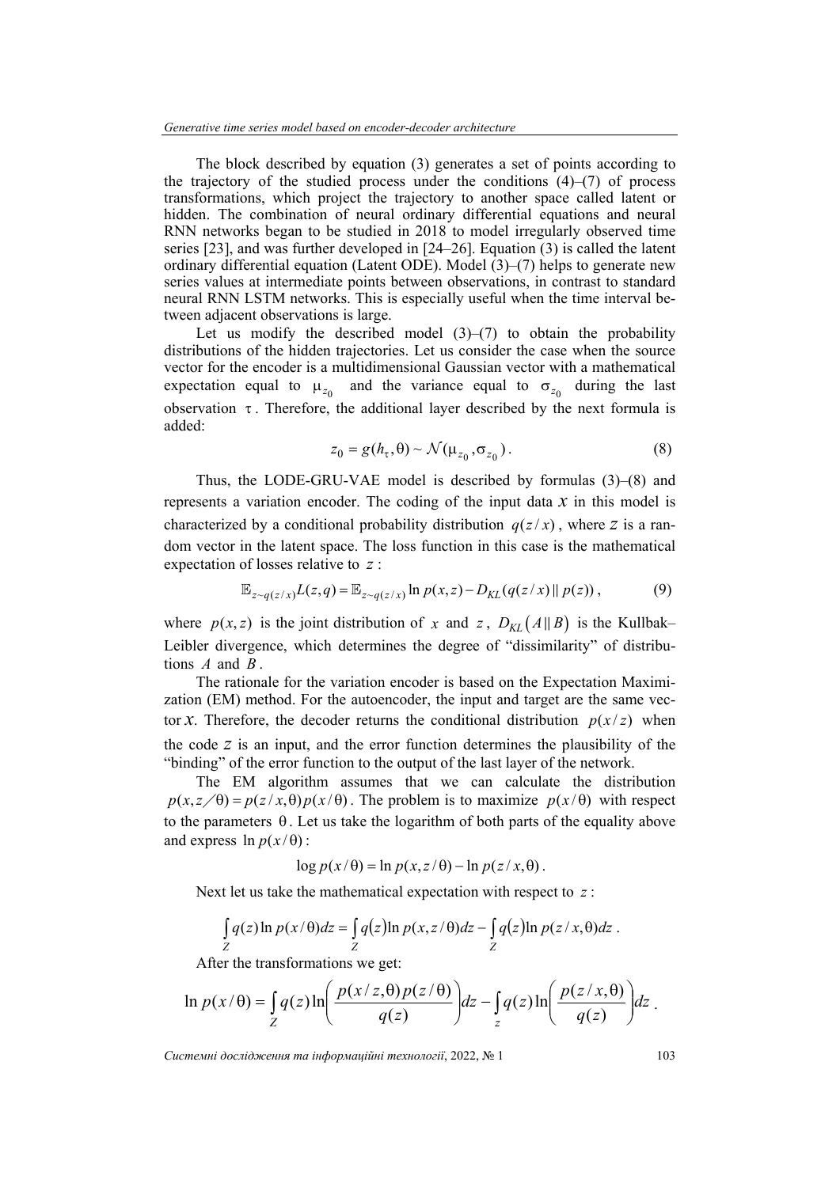The block described by equation (3) generates a set of points according to the trajectory of the studied process under the conditions (4)–(7) of process transformations, which project the trajectory to another space called latent or hidden. The combination of neural ordinary differential equations and neural RNN networks began to be studied in 2018 to model irregularly observed time series [23], and was further developed in [24–26]. Equation (3) is called the latent ordinary differential equation (Latent ODE). Model (3)–(7) helps to generate new series values at intermediate points between observations, in contrast to standard neural RNN LSTM networks. This is especially useful when the time interval between adjacent observations is large.

Let us modify the described model (3)–(7) to obtain the probability distributions of the hidden trajectories. Let us consider the case when the source vector for the encoder is a multidimensional Gaussian vector with a mathematical expectation equal to $\mu_{z_0}$ and the variance equal to $\sigma_{z_0}$ during the last observation $\tau$. Therefore, the additional layer described by the next formula is added:

$$z_0 = g(h_\tau, \theta) \sim \mathcal{N}(\mu_{z_0}, \sigma_{z_0}). \tag{8}$$

Thus, the LODE-GRU-VAE model is described by formulas (3)–(8) and represents a variation encoder. The coding of the input data $x$ in this model is characterized by a conditional probability distribution $q(z/x)$, where $z$ is a random vector in the latent space. The loss function in this case is the mathematical expectation of losses relative to $z$:

$$\mathbb{E}_{z \sim q(z/x)} L(z, q) = \mathbb{E}_{z \sim q(z/x)} \ln p(x, z) - D_{KL}(q(z/x) \,\|\, p(z)), \tag{9}$$

where $p(x, z)$ is the joint distribution of $x$ and $z$, $D_{KL}\left(A \,\|\, B\right)$ is the Kullbak–Leibler divergence, which determines the degree of "dissimilarity" of distributions $A$ and $B$.

The rationale for the variation encoder is based on the Expectation Maximization (EM) method. For the autoencoder, the input and target are the same vector $x$. Therefore, the decoder returns the conditional distribution $p(x/z)$ when the code $z$ is an input, and the error function determines the plausibility of the "binding" of the error function to the output of the last layer of the network.

The EM algorithm assumes that we can calculate the distribution $p(x, z/\theta) = p(z/x, \theta) p(x/\theta)$. The problem is to maximize $p(x/\theta)$ with respect to the parameters $\theta$. Let us take the logarithm of both parts of the equality above and express $\ln p(x/\theta)$:

$$\log p(x/\theta) = \ln p(x, z/\theta) - \ln p(z/x, \theta).$$

Next let us take the mathematical expectation with respect to $z$:

$$\int_Z q(z) \ln p(x/\theta) dz = \int_Z q(z) \ln p(x, z/\theta) dz - \int_Z q(z) \ln p(z/x, \theta) dz.$$

After the transformations we get:

$$\ln p(x/\theta) = \int_Z q(z) \ln\left(\frac{p(x/z, \theta) p(z/\theta)}{q(z)}\right) dz - \int_z q(z) \ln\left(\frac{p(z/x, \theta)}{q(z)}\right) dz.$$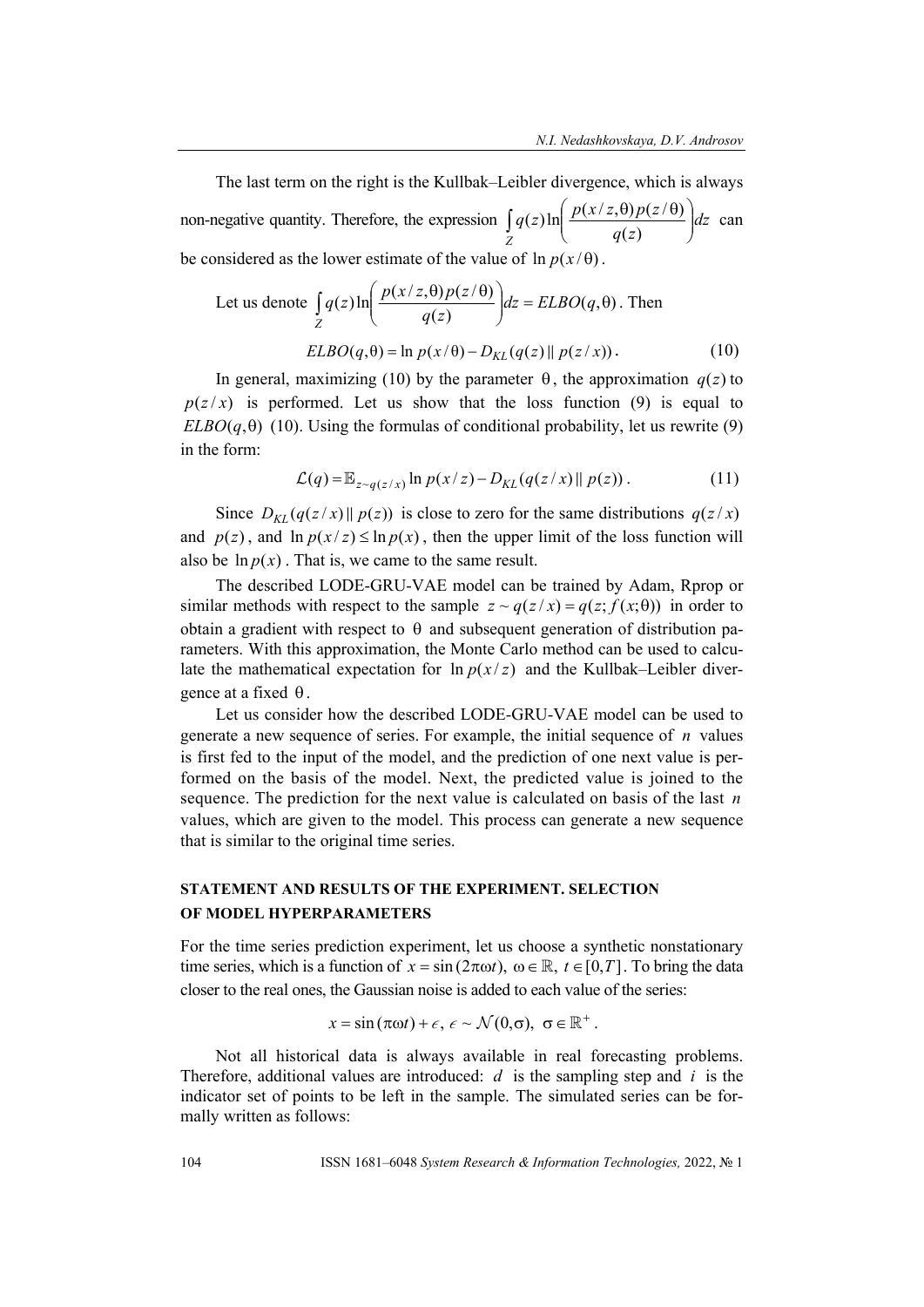The last term on the right is the Kullbak–Leibler divergence, which is always non-negative quantity. Therefore, the expression $\int_Z q(z) \ln\left(\frac{p(x/z,\theta)p(z/\theta)}{q(z)}\right) dz$ can be considered as the lower estimate of the value of $\ln p(x/\theta)$.

Let us denote $\int_Z q(z) \ln\left(\frac{p(x/z,\theta)p(z/\theta)}{q(z)}\right) dz = ELBO(q,\theta)$. Then

$$ELBO(q,\theta) = \ln p(x/\theta) - D_{KL}(q(z) \,\|\, p(z/x)). \tag{10}$$

In general, maximizing (10) by the parameter $\theta$, the approximation $q(z)$ to $p(z/x)$ is performed. Let us show that the loss function (9) is equal to $ELBO(q,\theta)$ (10). Using the formulas of conditional probability, let us rewrite (9) in the form:

$$\mathcal{L}(q) = \mathbb{E}_{z \sim q(z/x)} \ln p(x/z) - D_{KL}(q(z/x) \,\|\, p(z)). \tag{11}$$

Since $D_{KL}(q(z/x) \,\|\, p(z))$ is close to zero for the same distributions $q(z/x)$ and $p(z)$, and $\ln p(x/z) \le \ln p(x)$, then the upper limit of the loss function will also be $\ln p(x)$. That is, we came to the same result.

The described LODE-GRU-VAE model can be trained by Adam, Rprop or similar methods with respect to the sample $z \sim q(z/x) = q(z; f(x;\theta))$ in order to obtain a gradient with respect to $\theta$ and subsequent generation of distribution parameters. With this approximation, the Monte Carlo method can be used to calculate the mathematical expectation for $\ln p(x/z)$ and the Kullbak–Leibler divergence at a fixed $\theta$.

Let us consider how the described LODE-GRU-VAE model can be used to generate a new sequence of series. For example, the initial sequence of $n$ values is first fed to the input of the model, and the prediction of one next value is performed on the basis of the model. Next, the predicted value is joined to the sequence. The prediction for the next value is calculated on basis of the last $n$ values, which are given to the model. This process can generate a new sequence that is similar to the original time series.

## STATEMENT AND RESULTS OF THE EXPERIMENT. SELECTION OF MODEL HYPERPARAMETERS

For the time series prediction experiment, let us choose a synthetic nonstationary time series, which is a function of $x = \sin(2\pi\omega t),\ \omega \in \mathbb{R},\ t \in [0,T]$. To bring the data closer to the real ones, the Gaussian noise is added to each value of the series:

$$x = \sin(\pi\omega t) + \epsilon,\ \epsilon \sim \mathcal{N}(0,\sigma),\ \sigma \in \mathbb{R}^+.$$

Not all historical data is always available in real forecasting problems. Therefore, additional values are introduced: $d$ is the sampling step and $i$ is the indicator set of points to be left in the sample. The simulated series can be formally written as follows: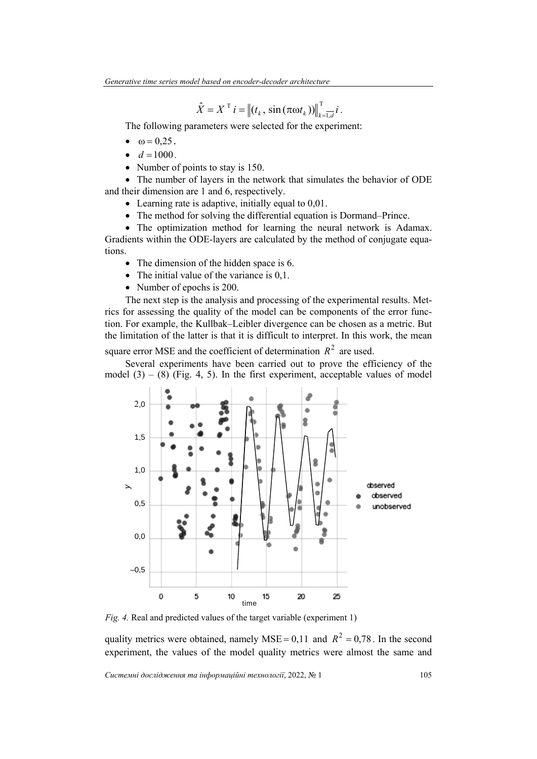$$\hat{X} = X^{\mathrm{T}}\, i = \left\| (t_k\,,\, \sin(\pi\omega t_k)) \right\|_{k=\overline{1,d}}^{\mathrm{T}}\, i\,.$$

The following parameters were selected for the experiment:

- $\omega = 0{,}25$.
- $d = 1000$.
- Number of points to stay is 150.
- The number of layers in the network that simulates the behavior of ODE and their dimension are 1 and 6, respectively.
- Learning rate is adaptive, initially equal to 0,01.
- The method for solving the differential equation is Dormand–Prince.
- The optimization method for learning the neural network is Adamax. Gradients within the ODE-layers are calculated by the method of conjugate equations.
- The dimension of the hidden space is 6.
- The initial value of the variance is 0,1.
- Number of epochs is 200.

The next step is the analysis and processing of the experimental results. Metrics for assessing the quality of the model can be components of the error function. For example, the Kullbak–Leibler divergence can be chosen as a metric. But the limitation of the latter is that it is difficult to interpret. In this work, the mean square error MSE and the coefficient of determination $R^2$ are used.

Several experiments have been carried out to prove the efficiency of the model (3) – (8) (Fig. 4, 5). In the first experiment, acceptable values of model

*Fig. 4.* Real and predicted values of the target variable (experiment 1)

quality metrics were obtained, namely $\mathrm{MSE} = 0{,}11$ and $R^2 = 0{,}78$. In the second experiment, the values of the model quality metrics were almost the same and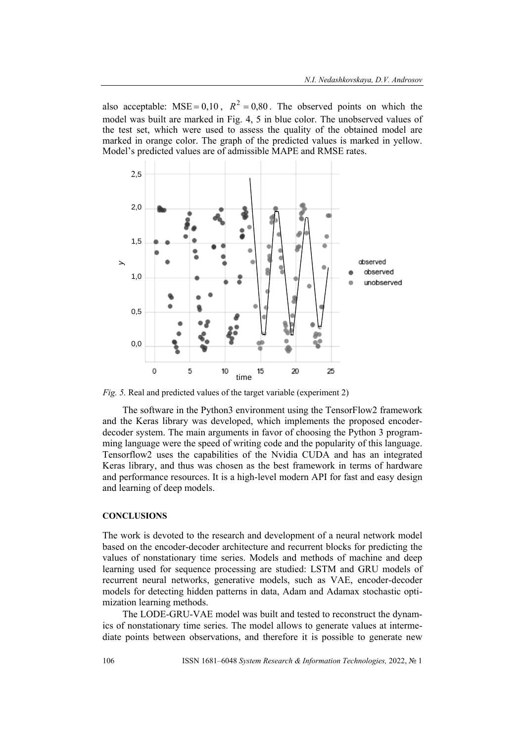also acceptable: $\text{MSE} = 0{,}10$, $R^2 = 0{,}80$. The observed points on which the model was built are marked in Fig. 4, 5 in blue color. The unobserved values of the test set, which were used to assess the quality of the obtained model are marked in orange color. The graph of the predicted values is marked in yellow. Model's predicted values are of admissible MAPE and RMSE rates.

*Fig. 5.* Real and predicted values of the target variable (experiment 2)

The software in the Python3 environment using the TensorFlow2 framework and the Keras library was developed, which implements the proposed encoder-decoder system. The main arguments in favor of choosing the Python 3 programming language were the speed of writing code and the popularity of this language. Tensorflow2 uses the capabilities of the Nvidia CUDA and has an integrated Keras library, and thus was chosen as the best framework in terms of hardware and performance resources. It is a high-level modern API for fast and easy design and learning of deep models.

## CONCLUSIONS

The work is devoted to the research and development of a neural network model based on the encoder-decoder architecture and recurrent blocks for predicting the values of nonstationary time series. Models and methods of machine and deep learning used for sequence processing are studied: LSTM and GRU models of recurrent neural networks, generative models, such as VAE, encoder-decoder models for detecting hidden patterns in data, Adam and Adamax stochastic optimization learning methods.

The LODE-GRU-VAE model was built and tested to reconstruct the dynamics of nonstationary time series. The model allows to generate values at intermediate points between observations, and therefore it is possible to generate new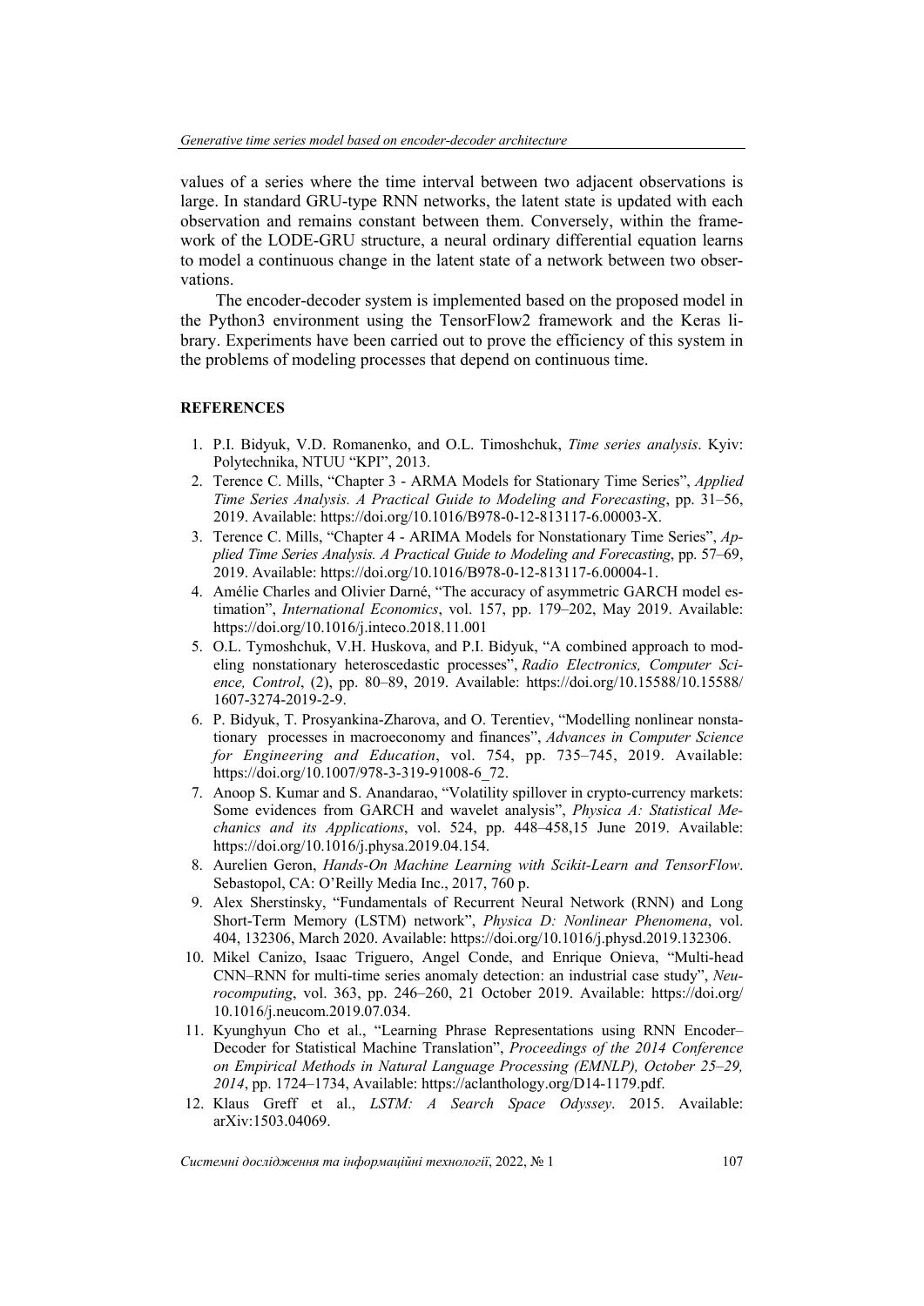values of a series where the time interval between two adjacent observations is large. In standard GRU-type RNN networks, the latent state is updated with each observation and remains constant between them. Conversely, within the framework of the LODE-GRU structure, a neural ordinary differential equation learns to model a continuous change in the latent state of a network between two observations.

The encoder-decoder system is implemented based on the proposed model in the Python3 environment using the TensorFlow2 framework and the Keras library. Experiments have been carried out to prove the efficiency of this system in the problems of modeling processes that depend on continuous time.

**REFERENCES**

1. P.I. Bidyuk, V.D. Romanenko, and O.L. Timoshchuk, *Time series analysis*. Kyiv: Polytechnika, NTUU "KPI", 2013.
2. Terence C. Mills, "Chapter 3 - ARMA Models for Stationary Time Series", *Applied Time Series Analysis. A Practical Guide to Modeling and Forecasting*, pp. 31–56, 2019. Available: https://doi.org/10.1016/B978-0-12-813117-6.00003-X.
3. Terence C. Mills, "Chapter 4 - ARIMA Models for Nonstationary Time Series", *Applied Time Series Analysis. A Practical Guide to Modeling and Forecasting*, pp. 57–69, 2019. Available: https://doi.org/10.1016/B978-0-12-813117-6.00004-1.
4. Amélie Charles and Olivier Darné, "The accuracy of asymmetric GARCH model estimation", *International Economics*, vol. 157, pp. 179–202, May 2019. Available: https://doi.org/10.1016/j.inteco.2018.11.001
5. O.L. Tymoshchuk, V.H. Huskova, and P.I. Bidyuk, "A combined approach to modeling nonstationary heteroscedastic processes", *Radio Electronics, Computer Science, Control*, (2), pp. 80–89, 2019. Available: https://doi.org/10.15588/10.15588/1607-3274-2019-2-9.
6. P. Bidyuk, T. Prosyankina-Zharova, and O. Terentiev, "Modelling nonlinear nonstationary processes in macroeconomy and finances", *Advances in Computer Science for Engineering and Education*, vol. 754, pp. 735–745, 2019. Available: https://doi.org/10.1007/978-3-319-91008-6_72.
7. Anoop S. Kumar and S. Anandarao, "Volatility spillover in crypto-currency markets: Some evidences from GARCH and wavelet analysis", *Physica A: Statistical Mechanics and its Applications*, vol. 524, pp. 448–458,15 June 2019. Available: https://doi.org/10.1016/j.physa.2019.04.154.
8. Aurelien Geron, *Hands-On Machine Learning with Scikit-Learn and TensorFlow*. Sebastopol, CA: O'Reilly Media Inc., 2017, 760 p.
9. Alex Sherstinsky, "Fundamentals of Recurrent Neural Network (RNN) and Long Short-Term Memory (LSTM) network", *Physica D: Nonlinear Phenomena*, vol. 404, 132306, March 2020. Available: https://doi.org/10.1016/j.physd.2019.132306.
10. Mikel Canizo, Isaac Triguero, Angel Conde, and Enrique Onieva, "Multi-head CNN–RNN for multi-time series anomaly detection: an industrial case study", *Neurocomputing*, vol. 363, pp. 246–260, 21 October 2019. Available: https://doi.org/10.1016/j.neucom.2019.07.034.
11. Kyunghyun Cho et al., "Learning Phrase Representations using RNN Encoder–Decoder for Statistical Machine Translation", *Proceedings of the 2014 Conference on Empirical Methods in Natural Language Processing (EMNLP), October 25–29, 2014*, pp. 1724–1734, Available: https://aclanthology.org/D14-1179.pdf.
12. Klaus Greff et al., *LSTM: A Search Space Odyssey*. 2015. Available: arXiv:1503.04069.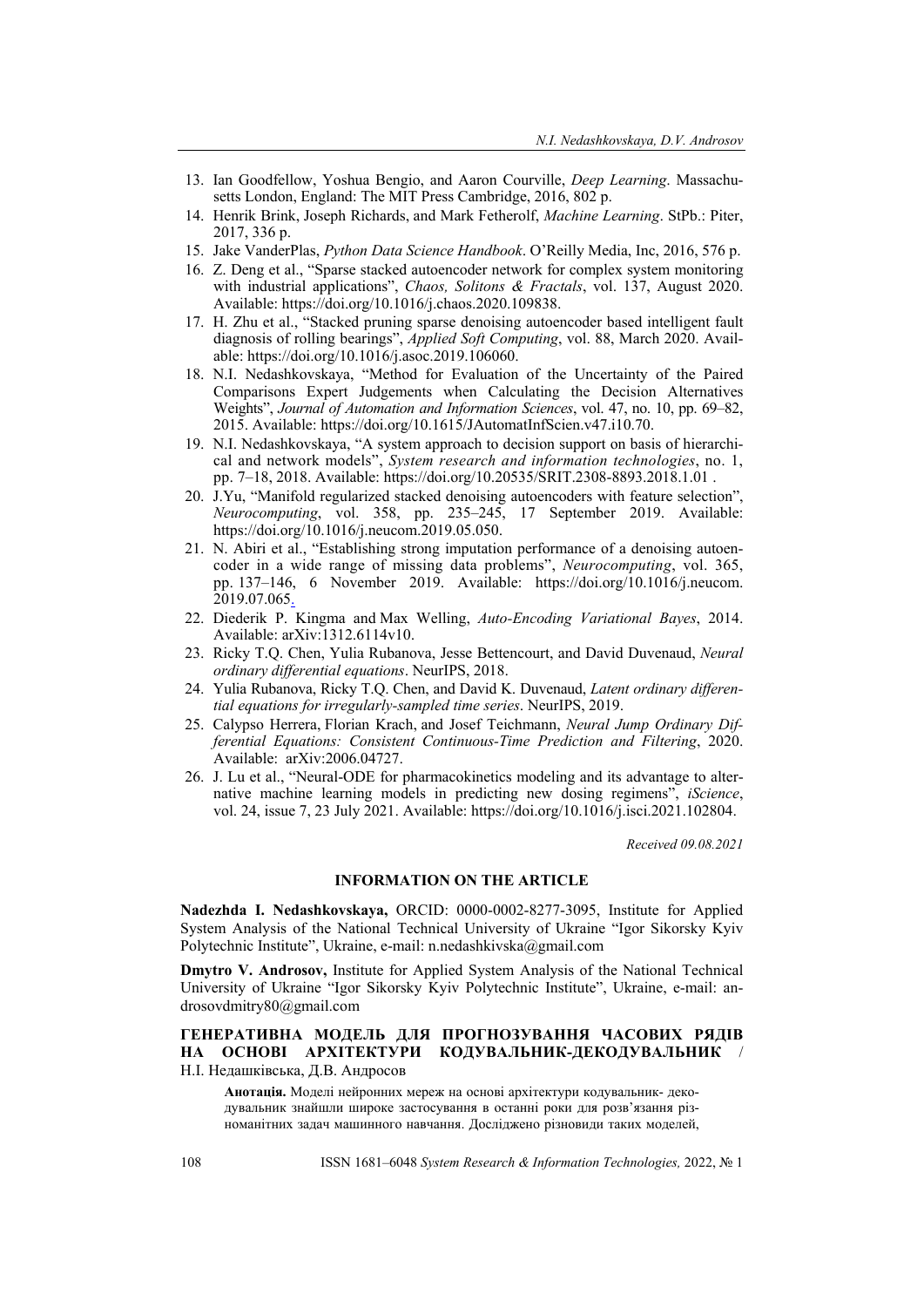13. Ian Goodfellow, Yoshua Bengio, and Aaron Courville, *Deep Learning*. Massachusetts London, England: The MIT Press Cambridge, 2016, 802 p.
14. Henrik Brink, Joseph Richards, and Mark Fetherolf, *Machine Learning*. StPb.: Piter, 2017, 336 p.
15. Jake VanderPlas, *Python Data Science Handbook*. O'Reilly Media, Inc, 2016, 576 p.
16. Z. Deng et al., "Sparse stacked autoencoder network for complex system monitoring with industrial applications", *Chaos, Solitons & Fractals*, vol. 137, August 2020. Available: https://doi.org/10.1016/j.chaos.2020.109838.
17. H. Zhu et al., "Stacked pruning sparse denoising autoencoder based intelligent fault diagnosis of rolling bearings", *Applied Soft Computing*, vol. 88, March 2020. Available: https://doi.org/10.1016/j.asoc.2019.106060.
18. N.I. Nedashkovskaya, "Method for Evaluation of the Uncertainty of the Paired Comparisons Expert Judgements when Calculating the Decision Alternatives Weights", *Journal of Automation and Information Sciences*, vol. 47, no. 10, pp. 69–82, 2015. Available: https://doi.org/10.1615/JAutomatInfScien.v47.i10.70.
19. N.I. Nedashkovskaya, "A system approach to decision support on basis of hierarchical and network models", *System research and information technologies*, no. 1, pp. 7–18, 2018. Available: https://doi.org/10.20535/SRIT.2308-8893.2018.1.01 .
20. J.Yu, "Manifold regularized stacked denoising autoencoders with feature selection", *Neurocomputing*, vol. 358, pp. 235–245, 17 September 2019. Available: https://doi.org/10.1016/j.neucom.2019.05.050.
21. N. Abiri et al., "Establishing strong imputation performance of a denoising autoencoder in a wide range of missing data problems", *Neurocomputing*, vol. 365, pp. 137–146, 6 November 2019. Available: https://doi.org/10.1016/j.neucom.2019.07.065.
22. Diederik P. Kingma and Max Welling, *Auto-Encoding Variational Bayes*, 2014. Available: arXiv:1312.6114v10.
23. Ricky T.Q. Chen, Yulia Rubanova, Jesse Bettencourt, and David Duvenaud, *Neural ordinary differential equations*. NeurIPS, 2018.
24. Yulia Rubanova, Ricky T.Q. Chen, and David K. Duvenaud, *Latent ordinary differential equations for irregularly-sampled time series*. NeurIPS, 2019.
25. Calypso Herrera, Florian Krach, and Josef Teichmann, *Neural Jump Ordinary Differential Equations: Consistent Continuous-Time Prediction and Filtering*, 2020. Available: arXiv:2006.04727.
26. J. Lu et al., "Neural-ODE for pharmacokinetics modeling and its advantage to alternative machine learning models in predicting new dosing regimens", *iScience*, vol. 24, issue 7, 23 July 2021. Available: https://doi.org/10.1016/j.isci.2021.102804.

*Received 09.08.2021*

## INFORMATION ON THE ARTICLE

**Nadezhda I. Nedashkovskaya,** ORCID: 0000-0002-8277-3095, Institute for Applied System Analysis of the National Technical University of Ukraine "Igor Sikorsky Kyiv Polytechnic Institute", Ukraine, e-mail: n.nedashkivska@gmail.com

**Dmytro V. Androsov,** Institute for Applied System Analysis of the National Technical University of Ukraine "Igor Sikorsky Kyiv Polytechnic Institute", Ukraine, e-mail: androsovdmitry80@gmail.com

**ГЕНЕРАТИВНА МОДЕЛЬ ДЛЯ ПРОГНОЗУВАННЯ ЧАСОВИХ РЯДІВ НА ОСНОВІ АРХІТЕКТУРИ КОДУВАЛЬНИК-ДЕКОДУВАЛЬНИК** / Н.І. Недашківська, Д.В. Андросов

**Анотація.** Моделі нейронних мереж на основі архітектури кодувальник- декодувальник знайшли широке застосування в останні роки для розв'язання різноманітних задач машинного навчання. Досліджено різновиди таких моделей,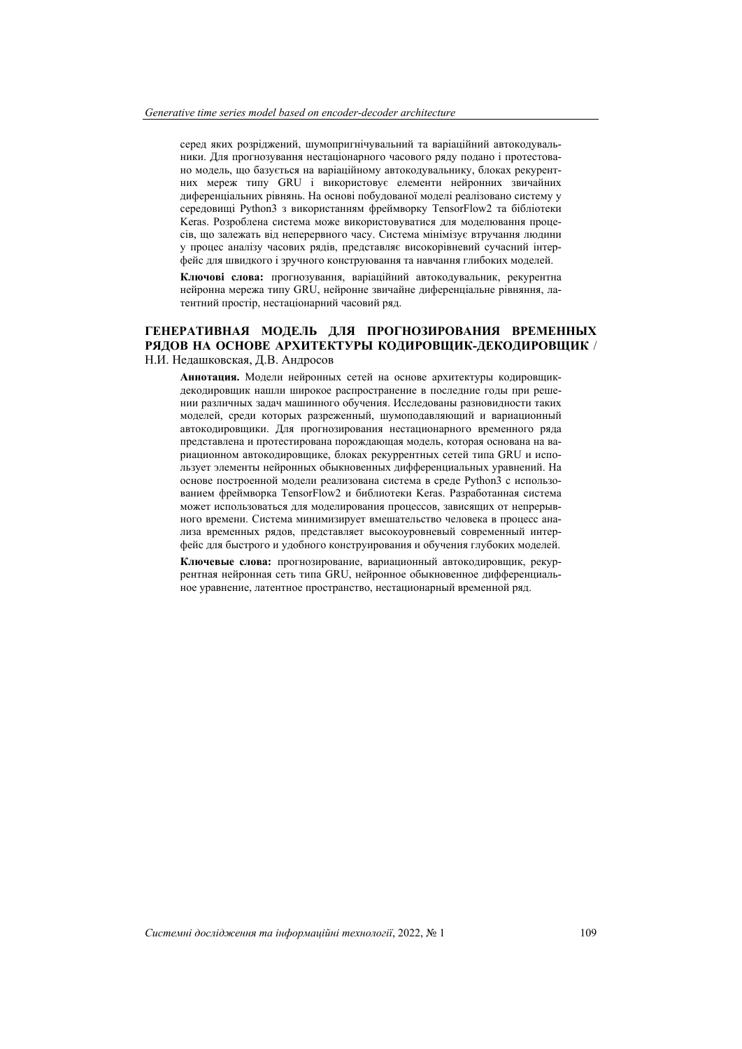серед яких розріджений, шумопригнічувальний та варіаційний автокодувальники. Для прогнозування нестаціонарного часового ряду подано і протестовано модель, що базується на варіаційному автокодувальнику, блоках рекурентних мереж типу GRU і використовує елементи нейронних звичайних диференціальних рівнянь. На основі побудованої моделі реалізовано систему у середовищі Python3 з використанням фреймворку TensorFlow2 та бібліотеки Keras. Розроблена система може використовуватися для моделювання процесів, що залежать від неперервного часу. Система мінімізує втручання людини у процес аналізу часових рядів, представляє високорівневий сучасний інтерфейс для швидкого і зручного конструювання та навчання глибоких моделей.

**Ключові слова:** прогнозування, варіаційний автокодувальник, рекурентна нейронна мережа типу GRU, нейронне звичайне диференціальне рівняння, латентний простір, нестаціонарний часовий ряд.

## ГЕНЕРАТИВНАЯ МОДЕЛЬ ДЛЯ ПРОГНОЗИРОВАНИЯ ВРЕМЕННЫХ РЯДОВ НА ОСНОВЕ АРХИТЕКТУРЫ КОДИРОВЩИК-ДЕКОДИРОВЩИК / Н.И. Недашковская, Д.В. Андросов

**Аннотация.** Модели нейронных сетей на основе архитектуры кодировщик-декодировщик нашли широкое распространение в последние годы при решении различных задач машинного обучения. Исследованы разновидности таких моделей, среди которых разреженный, шумоподавляющий и вариационный автокодировщики. Для прогнозирования нестационарного временного ряда представлена и протестирована порождающая модель, которая основана на вариационном автокодировщике, блоках рекуррентных сетей типа GRU и использует элементы нейронных обыкновенных дифференциальных уравнений. На основе построенной модели реализована система в среде Python3 с использованием фреймворка TensorFlow2 и библиотеки Keras. Разработанная система может использоваться для моделирования процессов, зависящих от непрерывного времени. Система минимизирует вмешательство человека в процесс анализа временных рядов, представляет высокоуровневый современный интерфейс для быстрого и удобного конструирования и обучения глубоких моделей.

**Ключевые слова:** прогнозирование, вариационный автокодировщик, рекуррентная нейронная сеть типа GRU, нейронное обыкновенное дифференциальное уравнение, латентное пространство, нестационарный временной ряд.